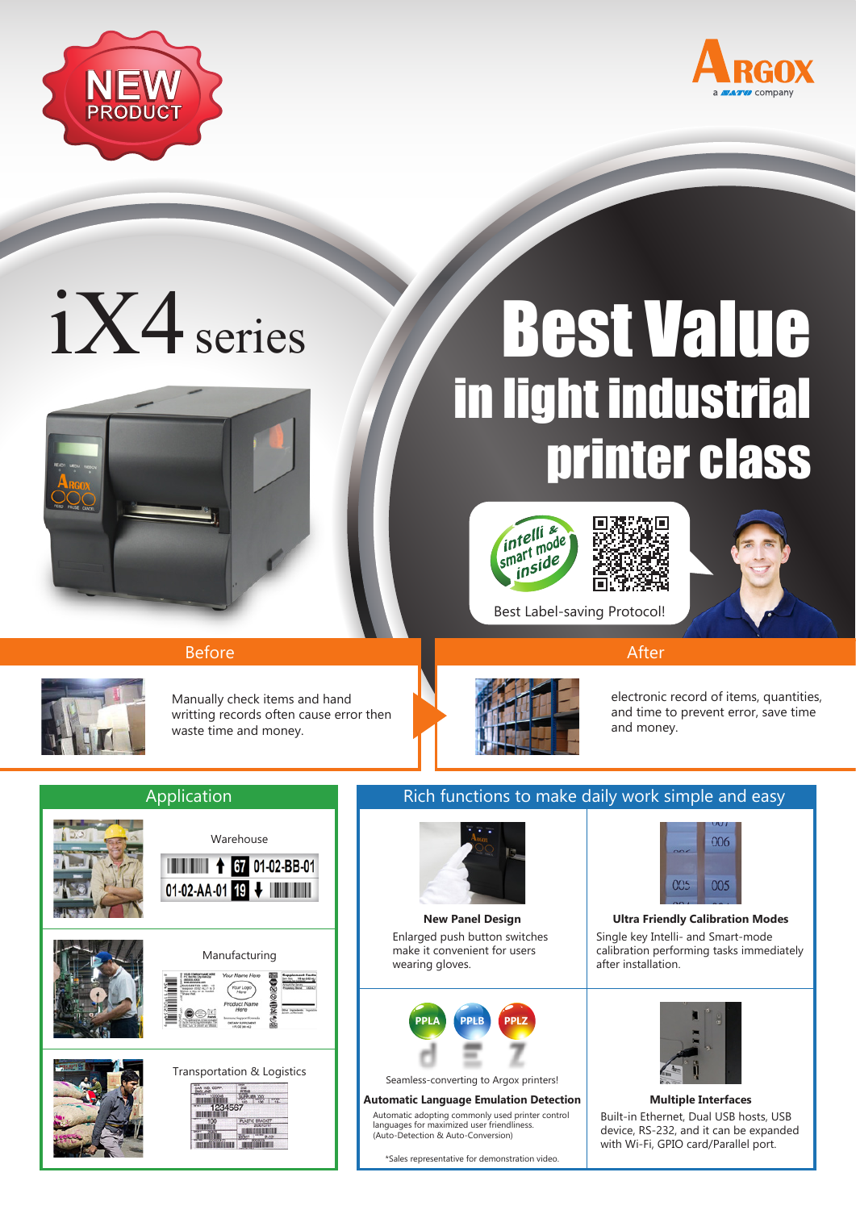NEW PRODUCT

ARGOX
a SATO company

# iX4 series

# Best Value in light industrial printer class

intelli & smart mode inside

Best Label-saving Protocol!

## Before

Manually check items and hand writting records often cause error then waste time and money.

## After

electronic record of items, quantities, and time to prevent error, save time and money.

## Application

Warehouse

Manufacturing

Transportation & Logistics

## Rich functions to make daily work simple and easy

**New Panel Design**

Enlarged push button switches make it convenient for users wearing gloves.

**Ultra Friendly Calibration Modes**

Single key Intelli- and Smart-mode calibration performing tasks immediately after installation.

PPLA PPLB PPLZ

Seamless-converting to Argox printers!

**Automatic Language Emulation Detection**

Automatic adopting commonly used printer control languages for maximized user friendliness. (Auto-Detection & Auto-Conversion)

*Sales representative for demonstration video.

**Multiple Interfaces**

Built-in Ethernet, Dual USB hosts, USB device, RS-232, and it can be expanded with Wi-Fi, GPIO card/Parallel port.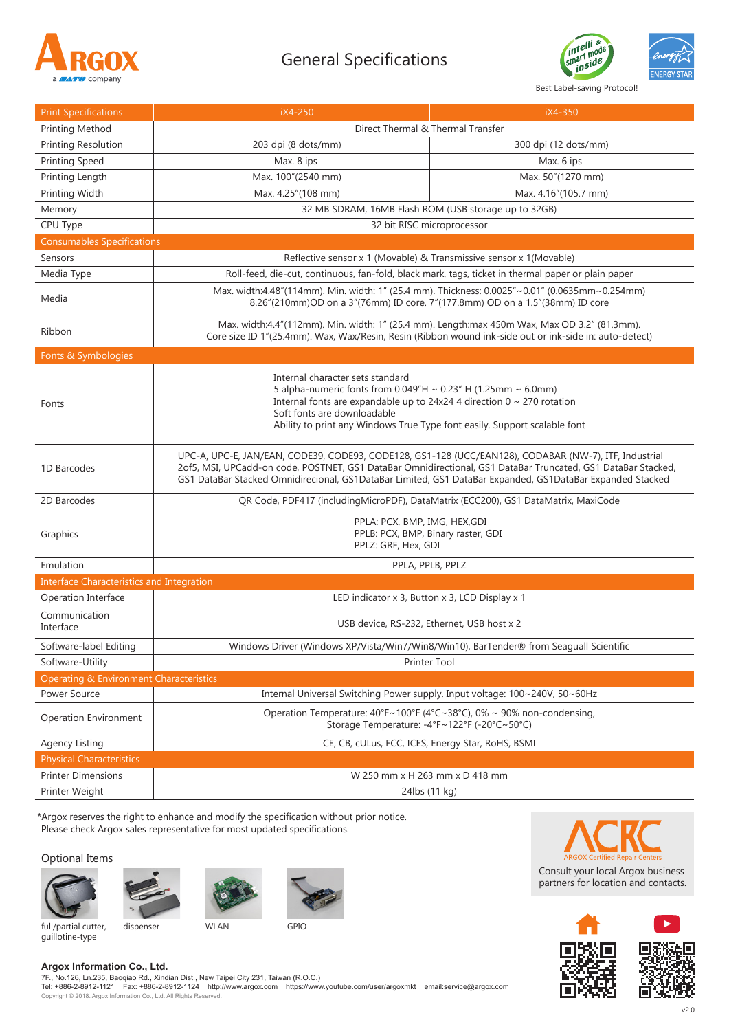# General Specifications

Best Label-saving Protocol!

| Print Specifications | iX4-250 | iX4-350 |
|---|---|---|
| Printing Method | Direct Thermal & Thermal Transfer | |
| Printing Resolution | 203 dpi (8 dots/mm) | 300 dpi (12 dots/mm) |
| Printing Speed | Max. 8 ips | Max. 6 ips |
| Printing Length | Max. 100"(2540 mm) | Max. 50"(1270 mm) |
| Printing Width | Max. 4.25"(108 mm) | Max. 4.16"(105.7 mm) |
| Memory | 32 MB SDRAM, 16MB Flash ROM (USB storage up to 32GB) | |
| CPU Type | 32 bit RISC microprocessor | |
| **Consumables Specifications** | | |
| Sensors | Reflective sensor x 1 (Movable) & Transmissive sensor x 1(Movable) | |
| Media Type | Roll-feed, die-cut, continuous, fan-fold, black mark, tags, ticket in thermal paper or plain paper | |
| Media | Max. width:4.48"(114mm). Min. width: 1" (25.4 mm). Thickness: 0.0025"~0.01" (0.0635mm~0.254mm) 8.26"(210mm)OD on a 3"(76mm) ID core. 7"(177.8mm) OD on a 1.5"(38mm) ID core | |
| Ribbon | Max. width:4.4"(112mm). Min. width: 1" (25.4 mm). Length:max 450m Wax, Max OD 3.2" (81.3mm). Core size ID 1"(25.4mm). Wax, Wax/Resin, Resin (Ribbon wound ink-side out or ink-side in: auto-detect) | |
| **Fonts & Symbologies** | | |
| Fonts | Internal character sets standard<br>5 alpha-numeric fonts from 0.049"H ~ 0.23" H (1.25mm ~ 6.0mm)<br>Internal fonts are expandable up to 24x24 4 direction 0 ~ 270 rotation<br>Soft fonts are downloadable<br>Ability to print any Windows True Type font easily. Support scalable font | |
| 1D Barcodes | UPC-A, UPC-E, JAN/EAN, CODE39, CODE93, CODE128, GS1-128 (UCC/EAN128), CODABAR (NW-7), ITF, Industrial 2of5, MSI, UPCadd-on code, POSTNET, GS1 DataBar Omnidirectional, GS1 DataBar Truncated, GS1 DataBar Stacked, GS1 DataBar Stacked Omnidirecional, GS1DataBar Limited, GS1 DataBar Expanded, GS1DataBar Expanded Stacked | |
| 2D Barcodes | QR Code, PDF417 (includingMicroPDF), DataMatrix (ECC200), GS1 DataMatrix, MaxiCode | |
| Graphics | PPLA: PCX, BMP, IMG, HEX,GDI<br>PPLB: PCX, BMP, Binary raster, GDI<br>PPLZ: GRF, Hex, GDI | |
| Emulation | PPLA, PPLB, PPLZ | |
| **Interface Characteristics and Integration** | | |
| Operation Interface | LED indicator x 3, Button x 3, LCD Display x 1 | |
| Communication Interface | USB device, RS-232, Ethernet, USB host x 2 | |
| Software-label Editing | Windows Driver (Windows XP/Vista/Win7/Win8/Win10), BarTender® from Seagull Scientific | |
| Software-Utility | Printer Tool | |
| **Operating & Environment Characteristics** | | |
| Power Source | Internal Universal Switching Power supply. Input voltage: 100~240V, 50~60Hz | |
| Operation Environment | Operation Temperature: 40°F~100°F (4°C~38°C), 0% ~ 90% non-condensing,<br>Storage Temperature: -4°F~122°F (-20°C~50°C) | |
| Agency Listing | CE, CB, cULus, FCC, ICES, Energy Star, RoHS, BSMI | |
| **Physical Characteristics** | | |
| Printer Dimensions | W 250 mm x H 263 mm x D 418 mm | |
| Printer Weight | 24lbs (11 kg) | |

*Argox reserves the right to enhance and modify the specification without prior notice.
Please check Argox sales representative for most updated specifications.

## Optional Items

full/partial cutter, guillotine-type

dispenser

WLAN

GPIO

ARGOX Certified Repair Centers

Consult your local Argox business partners for location and contacts.

**Argox Information Co., Ltd.**
7F., No.126, Ln.235, Baoqiao Rd., Xindian Dist., New Taipei City 231, Taiwan (R.O.C.)
Tel: +886-2-8912-1121 Fax: +886-2-8912-1124 http://www.argox.com https://www.youtube.com/user/argoxmkt email:service@argox.com
Copyright © 2018. Argox Information Co., Ltd. All Rights Reserved.

v2.0